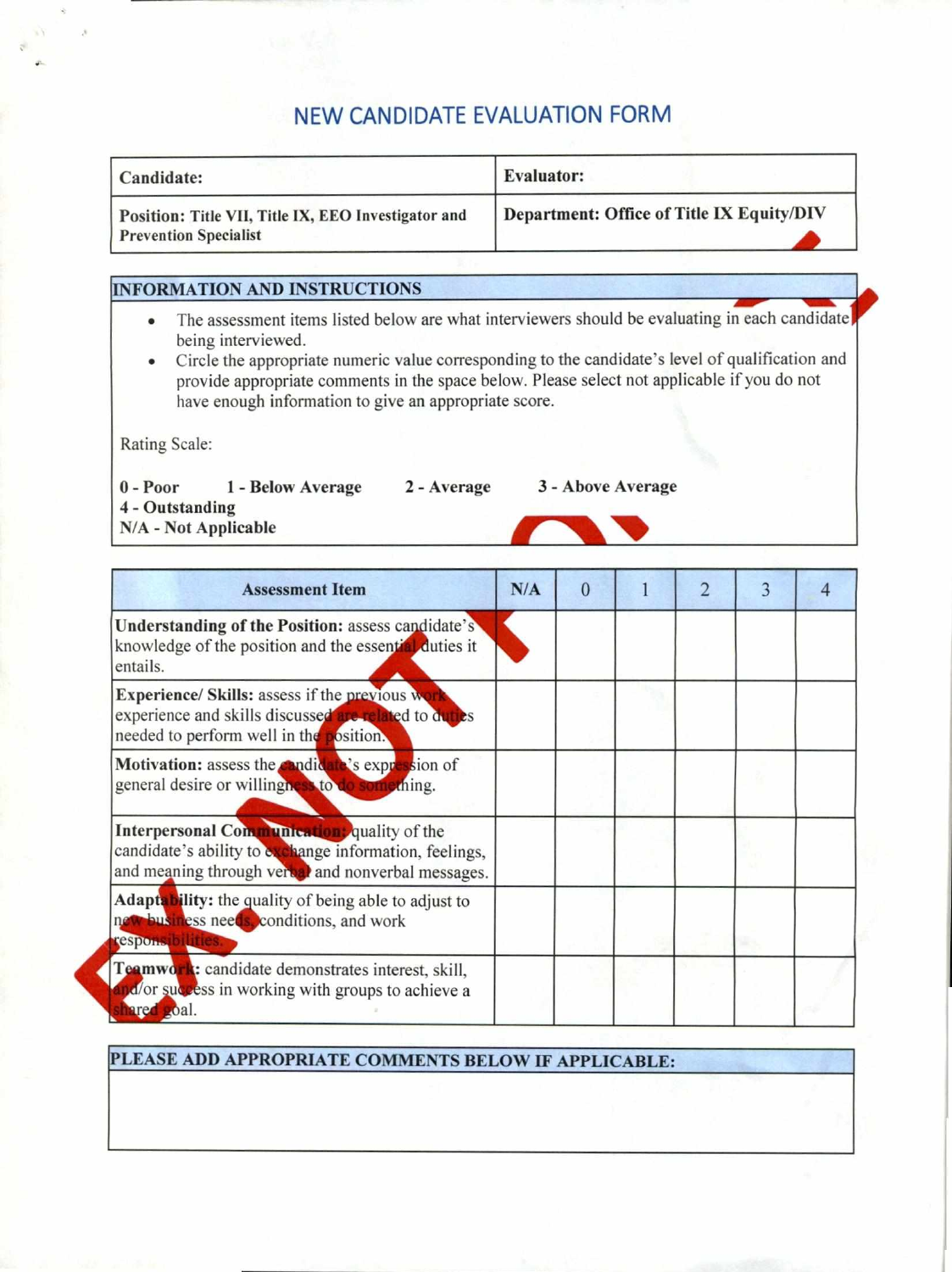# NEW CANDIDATE EVALUATION FORM

| **Candidate:** | **Evaluator:** |
|---|---|
| **Position: Title VII, Title IX, EEO Investigator and Prevention Specialist** | **Department: Office of Title IX Equity/DIV** |

| **INFORMATION AND INSTRUCTIONS** |
|---|
| • The assessment items listed below are what interviewers should be evaluating in each candidate being interviewed.<br>• Circle the appropriate numeric value corresponding to the candidate's level of qualification and provide appropriate comments in the space below. Please select not applicable if you do not have enough information to give an appropriate score.<br><br>Rating Scale:<br><br>**0 - Poor** **1 - Below Average** **2 - Average** **3 - Above Average**<br>**4 - Outstanding**<br>**N/A - Not Applicable** |

| Assessment Item | N/A | 0 | 1 | 2 | 3 | 4 |
|---|---|---|---|---|---|---|
| **Understanding of the Position:** assess candidate's knowledge of the position and the essential duties it entails. | | | | | | |
| **Experience/ Skills:** assess if the previous work experience and skills discussed are related to duties needed to perform well in the position. | | | | | | |
| **Motivation:** assess the candidate's expression of general desire or willingness to do something. | | | | | | |
| **Interpersonal Communication:** quality of the candidate's ability to exchange information, feelings, and meaning through verbal and nonverbal messages. | | | | | | |
| **Adaptability:** the quality of being able to adjust to new business needs, conditions, and work responsibilities. | | | | | | |
| **Teamwork:** candidate demonstrates interest, skill, and/or success in working with groups to achieve a shared goal. | | | | | | |

| **PLEASE ADD APPROPRIATE COMMENTS BELOW IF APPLICABLE:** |
|---|
| |

EX. NOT FOR USE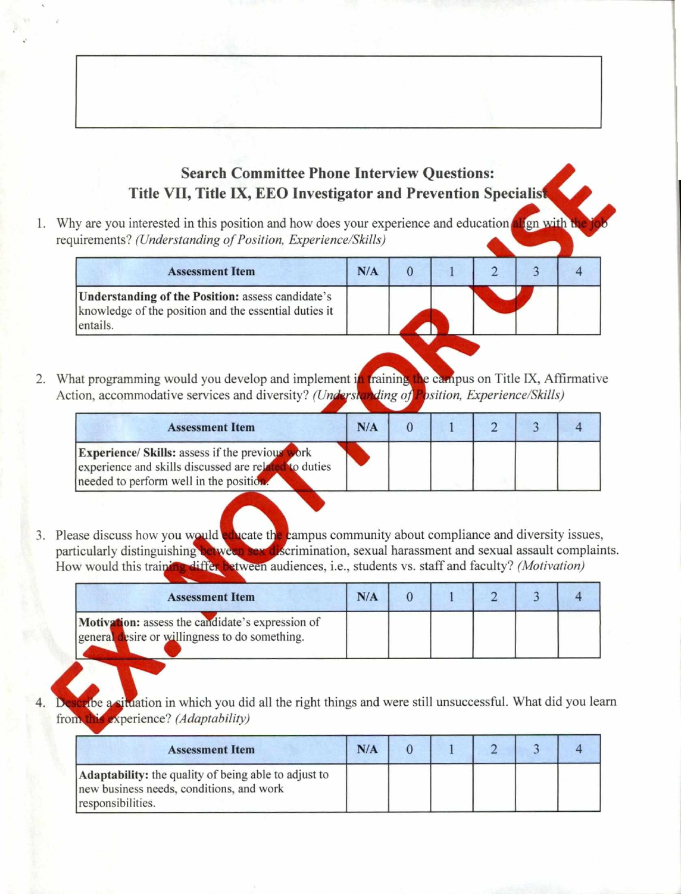## Search Committee Phone Interview Questions: Title VII, Title IX, EEO Investigator and Prevention Specialist

EX. NOT FOR USE

1. Why are you interested in this position and how does your experience and education align with the job requirements? *(Understanding of Position, Experience/Skills)*

| Assessment Item | N/A | 0 | 1 | 2 | 3 | 4 |
|---|---|---|---|---|---|---|
| **Understanding of the Position:** assess candidate's knowledge of the position and the essential duties it entails. | | | | | | |

2. What programming would you develop and implement in training the campus on Title IX, Affirmative Action, accommodative services and diversity? *(Understanding of Position, Experience/Skills)*

| Assessment Item | N/A | 0 | 1 | 2 | 3 | 4 |
|---|---|---|---|---|---|---|
| **Experience/ Skills:** assess if the previous work experience and skills discussed are related to duties needed to perform well in the position. | | | | | | |

3. Please discuss how you would educate the campus community about compliance and diversity issues, particularly distinguishing between sex discrimination, sexual harassment and sexual assault complaints. How would this training differ between audiences, i.e., students vs. staff and faculty? *(Motivation)*

| Assessment Item | N/A | 0 | 1 | 2 | 3 | 4 |
|---|---|---|---|---|---|---|
| **Motivation:** assess the candidate's expression of general desire or willingness to do something. | | | | | | |

4. Describe a situation in which you did all the right things and were still unsuccessful. What did you learn from this experience? *(Adaptability)*

| Assessment Item | N/A | 0 | 1 | 2 | 3 | 4 |
|---|---|---|---|---|---|---|
| **Adaptability:** the quality of being able to adjust to new business needs, conditions, and work responsibilities. | | | | | | |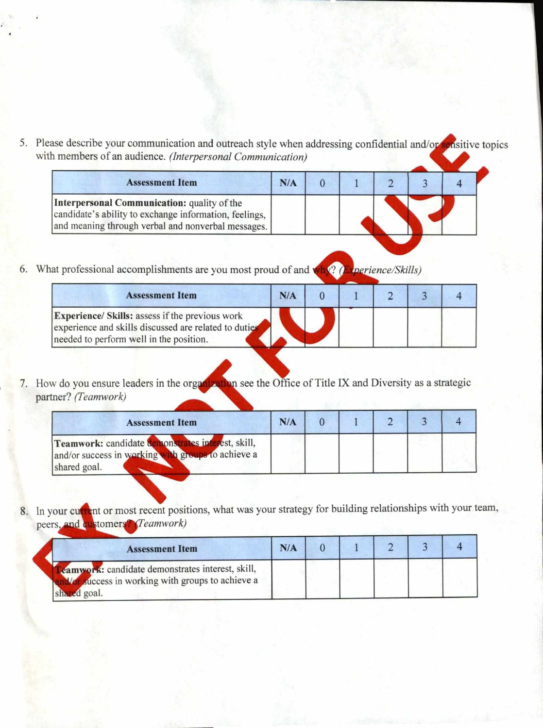5. Please describe your communication and outreach style when addressing confidential and/or sensitive topics with members of an audience. *(Interpersonal Communication)*

| Assessment Item | N/A | 0 | 1 | 2 | 3 | 4 |
|---|---|---|---|---|---|---|
| **Interpersonal Communication:** quality of the candidate's ability to exchange information, feelings, and meaning through verbal and nonverbal messages. | | | | | | |

6. What professional accomplishments are you most proud of and why? *(Experience/Skills)*

| Assessment Item | N/A | 0 | 1 | 2 | 3 | 4 |
|---|---|---|---|---|---|---|
| **Experience/ Skills:** assess if the previous work experience and skills discussed are related to duties needed to perform well in the position. | | | | | | |

7. How do you ensure leaders in the organization see the Office of Title IX and Diversity as a strategic partner? *(Teamwork)*

| Assessment Item | N/A | 0 | 1 | 2 | 3 | 4 |
|---|---|---|---|---|---|---|
| **Teamwork:** candidate demonstrates interest, skill, and/or success in working with groups to achieve a shared goal. | | | | | | |

8. In your current or most recent positions, what was your strategy for building relationships with your team, peers, and customers? *(Teamwork)*

| Assessment Item | N/A | 0 | 1 | 2 | 3 | 4 |
|---|---|---|---|---|---|---|
| **Teamwork:** candidate demonstrates interest, skill, and/or success in working with groups to achieve a shared goal. | | | | | | |

EX. NOT FOR USE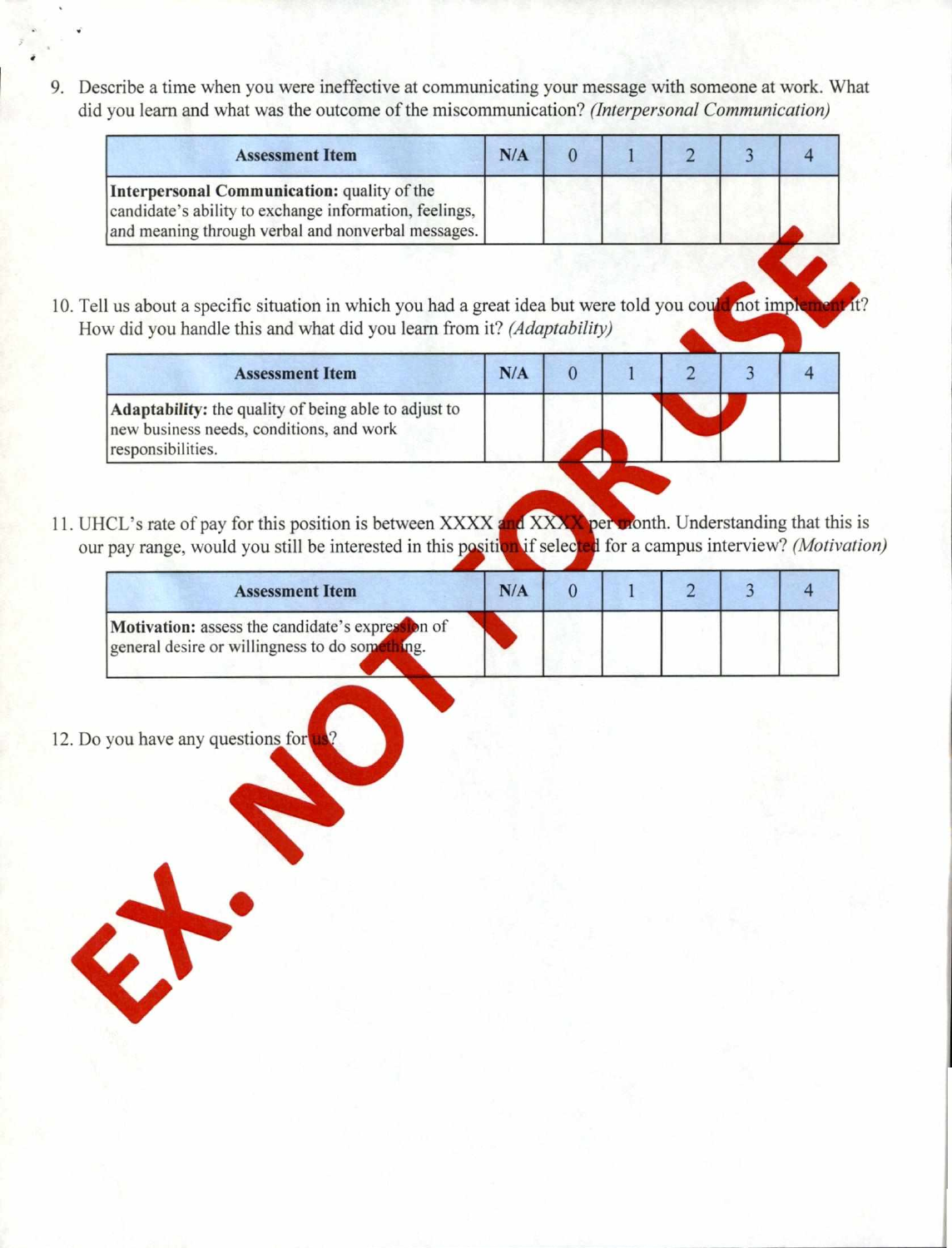9. Describe a time when you were ineffective at communicating your message with someone at work. What did you learn and what was the outcome of the miscommunication? *(Interpersonal Communication)*

| Assessment Item | N/A | 0 | 1 | 2 | 3 | 4 |
|---|---|---|---|---|---|---|
| **Interpersonal Communication:** quality of the candidate's ability to exchange information, feelings, and meaning through verbal and nonverbal messages. | | | | | | |

10. Tell us about a specific situation in which you had a great idea but were told you could not implement it? How did you handle this and what did you learn from it? *(Adaptability)*

| Assessment Item | N/A | 0 | 1 | 2 | 3 | 4 |
|---|---|---|---|---|---|---|
| ***Adaptability:*** the quality of being able to adjust to new business needs, conditions, and work responsibilities. | | | | | | |

11. UHCL's rate of pay for this position is between XXXX and XXXX per month. Understanding that this is our pay range, would you still be interested in this position if selected for a campus interview? *(Motivation)*

| Assessment Item | N/A | 0 | 1 | 2 | 3 | 4 |
|---|---|---|---|---|---|---|
| **Motivation:** assess the candidate's expression of general desire or willingness to do something. | | | | | | |

12. Do you have any questions for us?

EX. NOT FOR USE